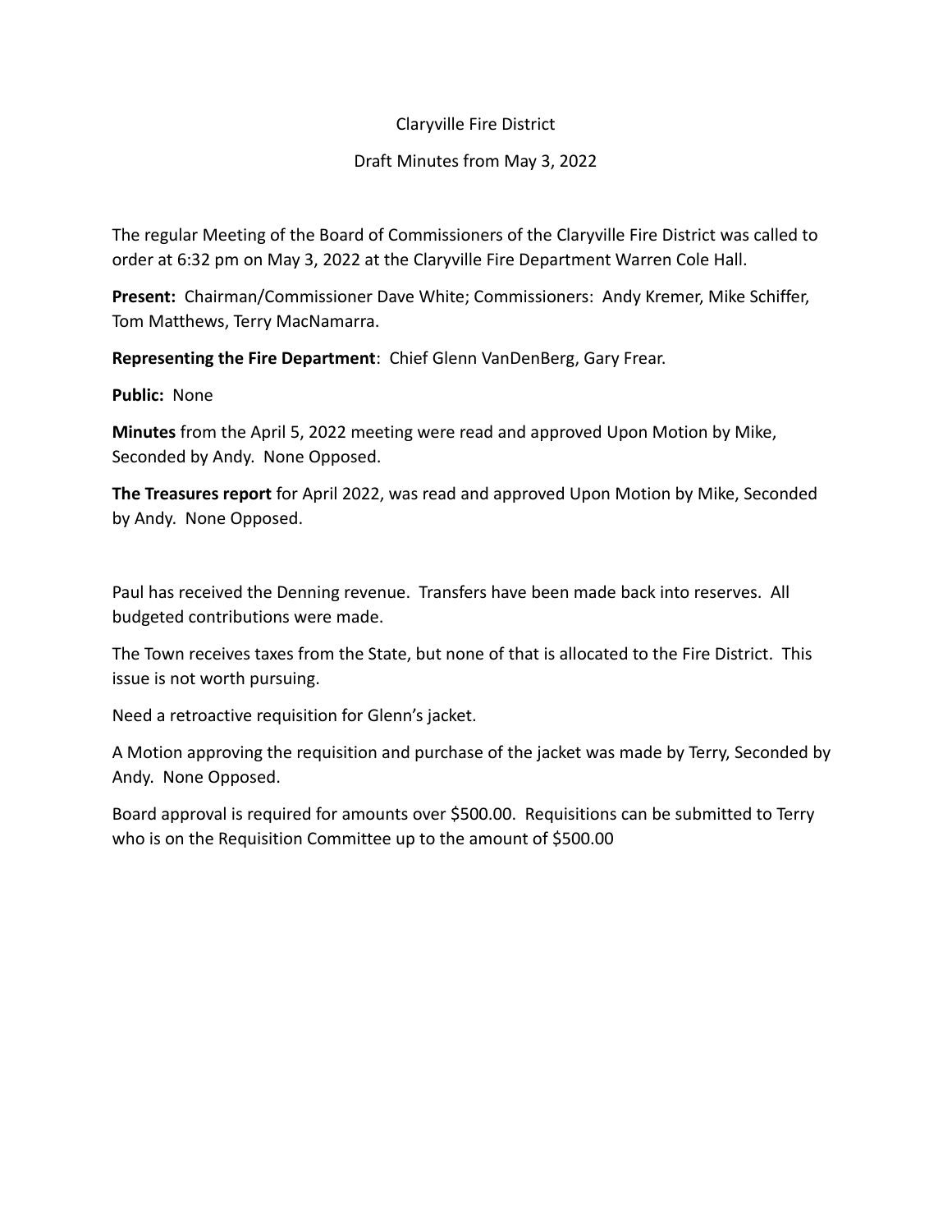Claryville Fire District

Draft Minutes from May 3, 2022

The regular Meeting of the Board of Commissioners of the Claryville Fire District was called to order at 6:32 pm on May 3, 2022 at the Claryville Fire Department Warren Cole Hall.

**Present:** Chairman/Commissioner Dave White; Commissioners: Andy Kremer, Mike Schiffer, Tom Matthews, Terry MacNamarra.

**Representing the Fire Department**: Chief Glenn VanDenBerg, Gary Frear.

**Public:** None

**Minutes** from the April 5, 2022 meeting were read and approved Upon Motion by Mike, Seconded by Andy. None Opposed.

**The Treasures report** for April 2022, was read and approved Upon Motion by Mike, Seconded by Andy. None Opposed.

Paul has received the Denning revenue. Transfers have been made back into reserves. All budgeted contributions were made.

The Town receives taxes from the State, but none of that is allocated to the Fire District. This issue is not worth pursuing.

Need a retroactive requisition for Glenn's jacket.

A Motion approving the requisition and purchase of the jacket was made by Terry, Seconded by Andy. None Opposed.

Board approval is required for amounts over $500.00. Requisitions can be submitted to Terry who is on the Requisition Committee up to the amount of $500.00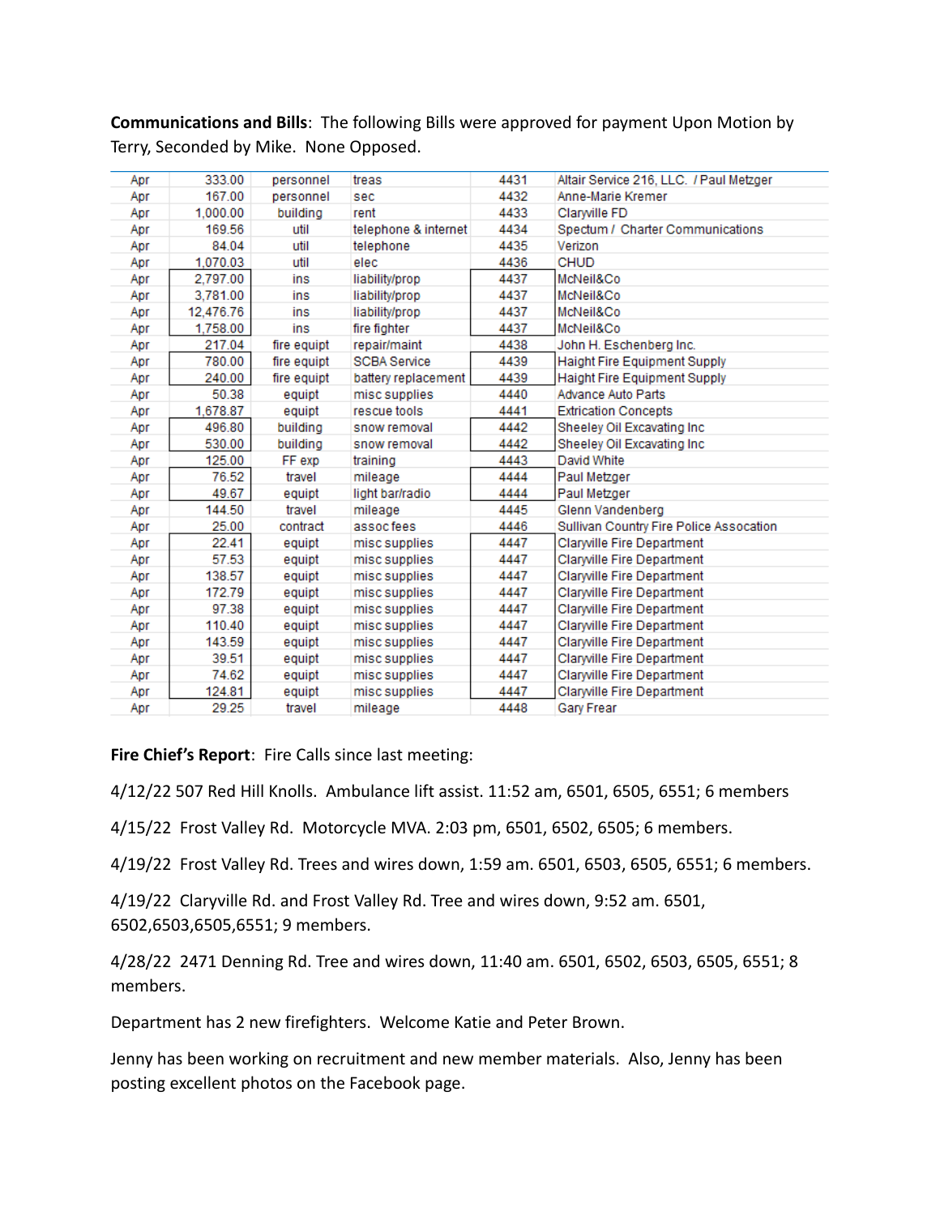**Communications and Bills**: The following Bills were approved for payment Upon Motion by Terry, Seconded by Mike. None Opposed.

| | | | | | |
|---|---|---|---|---|---|
| Apr | 333.00 | personnel | treas | 4431 | Altair Service 216, LLC. / Paul Metzger |
| Apr | 167.00 | personnel | sec | 4432 | Anne-Marie Kremer |
| Apr | 1,000.00 | building | rent | 4433 | Claryville FD |
| Apr | 169.56 | util | telephone & internet | 4434 | Spectum / Charter Communications |
| Apr | 84.04 | util | telephone | 4435 | Verizon |
| Apr | 1,070.03 | util | elec | 4436 | CHUD |
| Apr | 2,797.00 | ins | liability/prop | 4437 | McNeil&Co |
| Apr | 3,781.00 | ins | liability/prop | 4437 | McNeil&Co |
| Apr | 12,476.76 | ins | liability/prop | 4437 | McNeil&Co |
| Apr | 1,758.00 | ins | fire fighter | 4437 | McNeil&Co |
| Apr | 217.04 | fire equipt | repair/maint | 4438 | John H. Eschenberg Inc. |
| Apr | 780.00 | fire equipt | SCBA Service | 4439 | Haight Fire Equipment Supply |
| Apr | 240.00 | fire equipt | battery replacement | 4439 | Haight Fire Equipment Supply |
| Apr | 50.38 | equipt | misc supplies | 4440 | Advance Auto Parts |
| Apr | 1,678.87 | equipt | rescue tools | 4441 | Extrication Concepts |
| Apr | 496.80 | building | snow removal | 4442 | Sheeley Oil Excavating Inc |
| Apr | 530.00 | building | snow removal | 4442 | Sheeley Oil Excavating Inc |
| Apr | 125.00 | FF exp | training | 4443 | David White |
| Apr | 76.52 | travel | mileage | 4444 | Paul Metzger |
| Apr | 49.67 | equipt | light bar/radio | 4444 | Paul Metzger |
| Apr | 144.50 | travel | mileage | 4445 | Glenn Vandenberg |
| Apr | 25.00 | contract | assoc fees | 4446 | Sullivan Country Fire Police Assocation |
| Apr | 22.41 | equipt | misc supplies | 4447 | Claryville Fire Department |
| Apr | 57.53 | equipt | misc supplies | 4447 | Claryville Fire Department |
| Apr | 138.57 | equipt | misc supplies | 4447 | Claryville Fire Department |
| Apr | 172.79 | equipt | misc supplies | 4447 | Claryville Fire Department |
| Apr | 97.38 | equipt | misc supplies | 4447 | Claryville Fire Department |
| Apr | 110.40 | equipt | misc supplies | 4447 | Claryville Fire Department |
| Apr | 143.59 | equipt | misc supplies | 4447 | Claryville Fire Department |
| Apr | 39.51 | equipt | misc supplies | 4447 | Claryville Fire Department |
| Apr | 74.62 | equipt | misc supplies | 4447 | Claryville Fire Department |
| Apr | 124.81 | equipt | misc supplies | 4447 | Claryville Fire Department |
| Apr | 29.25 | travel | mileage | 4448 | Gary Frear |

**Fire Chief's Report**: Fire Calls since last meeting:

4/12/22 507 Red Hill Knolls. Ambulance lift assist. 11:52 am, 6501, 6505, 6551; 6 members

4/15/22 Frost Valley Rd. Motorcycle MVA. 2:03 pm, 6501, 6502, 6505; 6 members.

4/19/22 Frost Valley Rd. Trees and wires down, 1:59 am. 6501, 6503, 6505, 6551; 6 members.

4/19/22 Claryville Rd. and Frost Valley Rd. Tree and wires down, 9:52 am. 6501, 6502,6503,6505,6551; 9 members.

4/28/22 2471 Denning Rd. Tree and wires down, 11:40 am. 6501, 6502, 6503, 6505, 6551; 8 members.

Department has 2 new firefighters. Welcome Katie and Peter Brown.

Jenny has been working on recruitment and new member materials. Also, Jenny has been posting excellent photos on the Facebook page.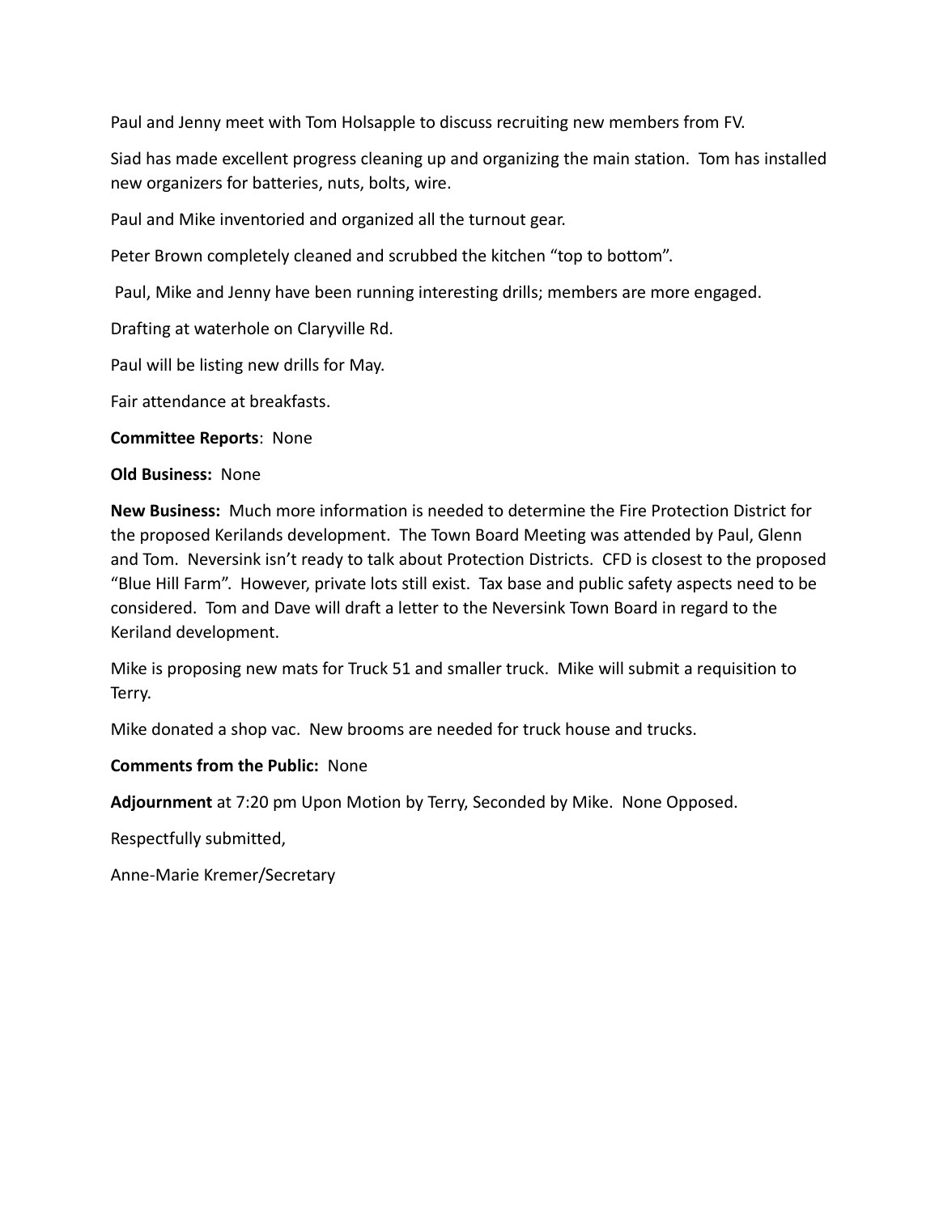Paul and Jenny meet with Tom Holsapple to discuss recruiting new members from FV.

Siad has made excellent progress cleaning up and organizing the main station. Tom has installed new organizers for batteries, nuts, bolts, wire.

Paul and Mike inventoried and organized all the turnout gear.

Peter Brown completely cleaned and scrubbed the kitchen "top to bottom".

Paul, Mike and Jenny have been running interesting drills; members are more engaged.

Drafting at waterhole on Claryville Rd.

Paul will be listing new drills for May.

Fair attendance at breakfasts.

**Committee Reports**: None

**Old Business:** None

**New Business:** Much more information is needed to determine the Fire Protection District for the proposed Kerilands development. The Town Board Meeting was attended by Paul, Glenn and Tom. Neversink isn't ready to talk about Protection Districts. CFD is closest to the proposed "Blue Hill Farm". However, private lots still exist. Tax base and public safety aspects need to be considered. Tom and Dave will draft a letter to the Neversink Town Board in regard to the Keriland development.

Mike is proposing new mats for Truck 51 and smaller truck. Mike will submit a requisition to Terry.

Mike donated a shop vac. New brooms are needed for truck house and trucks.

**Comments from the Public:** None

**Adjournment** at 7:20 pm Upon Motion by Terry, Seconded by Mike. None Opposed.

Respectfully submitted,

Anne-Marie Kremer/Secretary